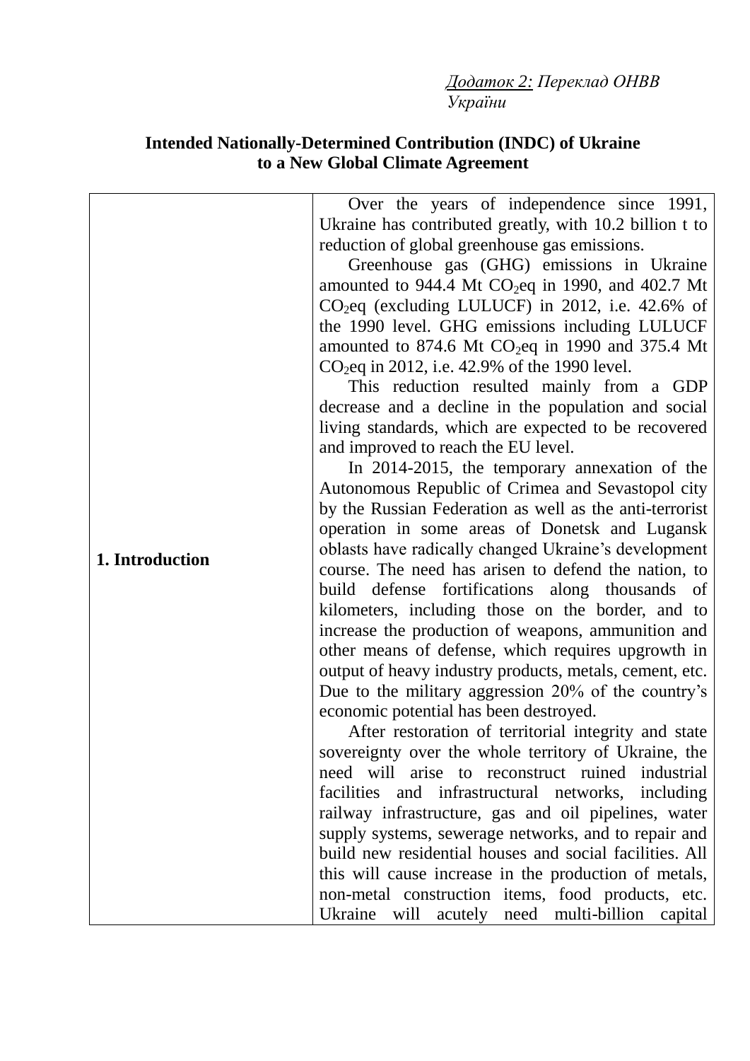*<u>Додаток 2:</u> Переклад ОНВВ України*

**Intended Nationally-Determined Contribution (INDC) of Ukraine to a New Global Climate Agreement**

| | |
|---|---|
| **1. Introduction** | Over the years of independence since 1991, Ukraine has contributed greatly, with 10.2 billion t to reduction of global greenhouse gas emissions.<br>Greenhouse gas (GHG) emissions in Ukraine amounted to 944.4 Mt $CO_2$eq in 1990, and 402.7 Mt $CO_2$eq (excluding LULUCF) in 2012, i.e. 42.6% of the 1990 level. GHG emissions including LULUCF amounted to 874.6 Mt $CO_2$eq in 1990 and 375.4 Mt $CO_2$eq in 2012, i.e. 42.9% of the 1990 level.<br>This reduction resulted mainly from a GDP decrease and a decline in the population and social living standards, which are expected to be recovered and improved to reach the EU level.<br>In 2014-2015, the temporary annexation of the Autonomous Republic of Crimea and Sevastopol city by the Russian Federation as well as the anti-terrorist operation in some areas of Donetsk and Lugansk oblasts have radically changed Ukraine's development course. The need has arisen to defend the nation, to build defense fortifications along thousands of kilometers, including those on the border, and to increase the production of weapons, ammunition and other means of defense, which requires upgrowth in output of heavy industry products, metals, cement, etc. Due to the military aggression 20% of the country's economic potential has been destroyed.<br>After restoration of territorial integrity and state sovereignty over the whole territory of Ukraine, the need will arise to reconstruct ruined industrial facilities and infrastructural networks, including railway infrastructure, gas and oil pipelines, water supply systems, sewerage networks, and to repair and build new residential houses and social facilities. All this will cause increase in the production of metals, non-metal construction items, food products, etc. Ukraine will acutely need multi-billion capital |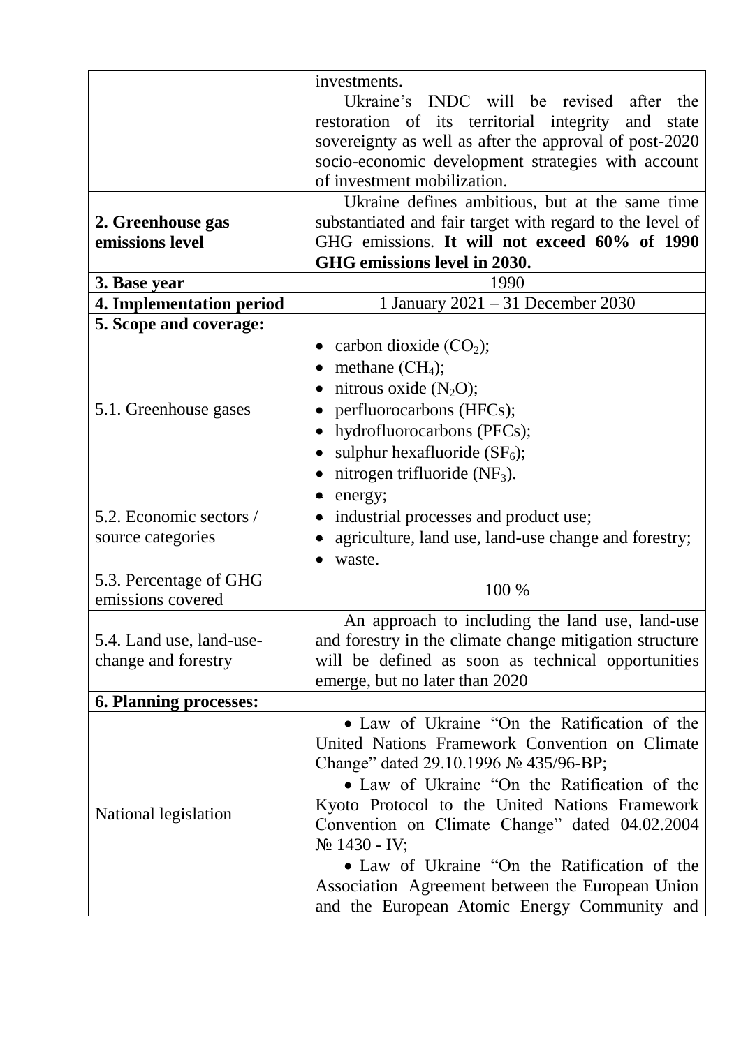| | |
|---|---|
| | investments.<br>Ukraine's INDC will be revised after the restoration of its territorial integrity and state sovereignty as well as after the approval of post-2020 socio-economic development strategies with account of investment mobilization. |
| **2. Greenhouse gas emissions level** | Ukraine defines ambitious, but at the same time substantiated and fair target with regard to the level of GHG emissions. **It will not exceed 60% of 1990 GHG emissions level in 2030.** |
| **3. Base year** | 1990 |
| **4. Implementation period** | 1 January 2021 – 31 December 2030 |
| **5. Scope and coverage:** | |
| 5.1. Greenhouse gases | • carbon dioxide ($CO_2$);<br>• methane ($CH_4$);<br>• nitrous oxide ($N_2O$);<br>• perfluorocarbons (HFCs);<br>• hydrofluorocarbons (PFCs);<br>• sulphur hexafluoride ($SF_6$);<br>• nitrogen trifluoride ($NF_3$). |
| 5.2. Economic sectors / source categories | • energy;<br>• industrial processes and product use;<br>• agriculture, land use, land-use change and forestry;<br>• waste. |
| 5.3. Percentage of GHG emissions covered | 100 % |
| 5.4. Land use, land-use-change and forestry | An approach to including the land use, land-use and forestry in the climate change mitigation structure will be defined as soon as technical opportunities emerge, but no later than 2020 |
| **6. Planning processes:** | |
| National legislation | • Law of Ukraine "On the Ratification of the United Nations Framework Convention on Climate Change" dated 29.10.1996 № 435/96-ВР;<br>• Law of Ukraine "On the Ratification of the Kyoto Protocol to the United Nations Framework Convention on Climate Change" dated 04.02.2004 № 1430 - IV;<br>• Law of Ukraine "On the Ratification of the Association Agreement between the European Union and the European Atomic Energy Community and |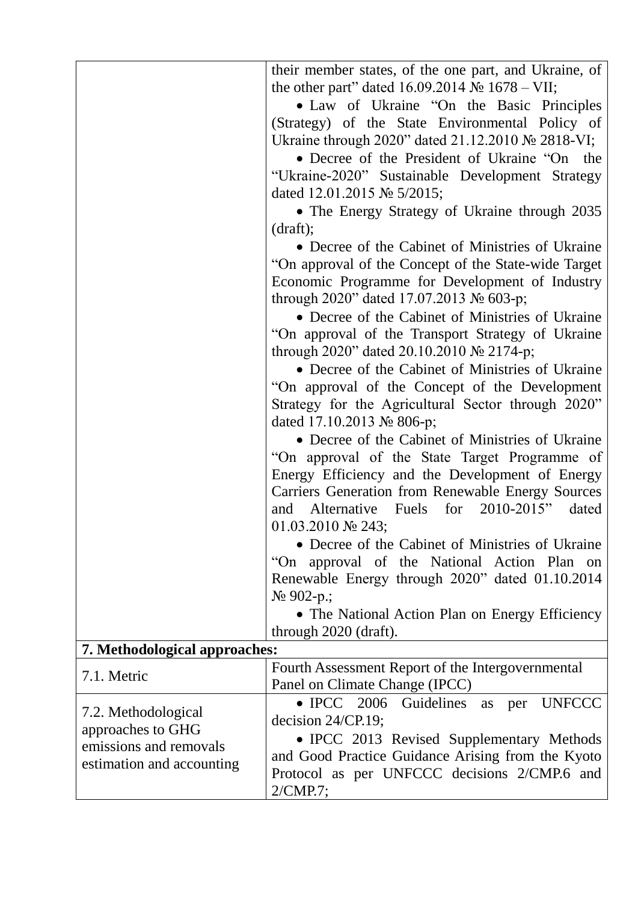| | |
|---|---|
| | their member states, of the one part, and Ukraine, of the other part" dated 16.09.2014 № 1678 – VII;<br>• Law of Ukraine "On the Basic Principles (Strategy) of the State Environmental Policy of Ukraine through 2020" dated 21.12.2010 № 2818-VI;<br>• Decree of the President of Ukraine "On the "Ukraine-2020" Sustainable Development Strategy dated 12.01.2015 № 5/2015;<br>• The Energy Strategy of Ukraine through 2035 (draft);<br>• Decree of the Cabinet of Ministries of Ukraine "On approval of the Concept of the State-wide Target Economic Programme for Development of Industry through 2020" dated 17.07.2013 № 603-p;<br>• Decree of the Cabinet of Ministries of Ukraine "On approval of the Transport Strategy of Ukraine through 2020" dated 20.10.2010 № 2174-p;<br>• Decree of the Cabinet of Ministries of Ukraine "On approval of the Concept of the Development Strategy for the Agricultural Sector through 2020" dated 17.10.2013 № 806-p;<br>• Decree of the Cabinet of Ministries of Ukraine "On approval of the State Target Programme of Energy Efficiency and the Development of Energy Carriers Generation from Renewable Energy Sources and Alternative Fuels for 2010-2015" dated 01.03.2010 № 243;<br>• Decree of the Cabinet of Ministries of Ukraine "On approval of the National Action Plan on Renewable Energy through 2020" dated 01.10.2014 № 902-p.;<br>• The National Action Plan on Energy Efficiency through 2020 (draft). |
| **7. Methodological approaches:** | |
| 7.1. Metric | Fourth Assessment Report of the Intergovernmental Panel on Climate Change (IPCC) |
| 7.2. Methodological approaches to GHG emissions and removals estimation and accounting | • IPCC 2006 Guidelines as per UNFCCC decision 24/CP.19;<br>• IPCC 2013 Revised Supplementary Methods and Good Practice Guidance Arising from the Kyoto Protocol as per UNFCCC decisions 2/CMP.6 and 2/CMP.7; |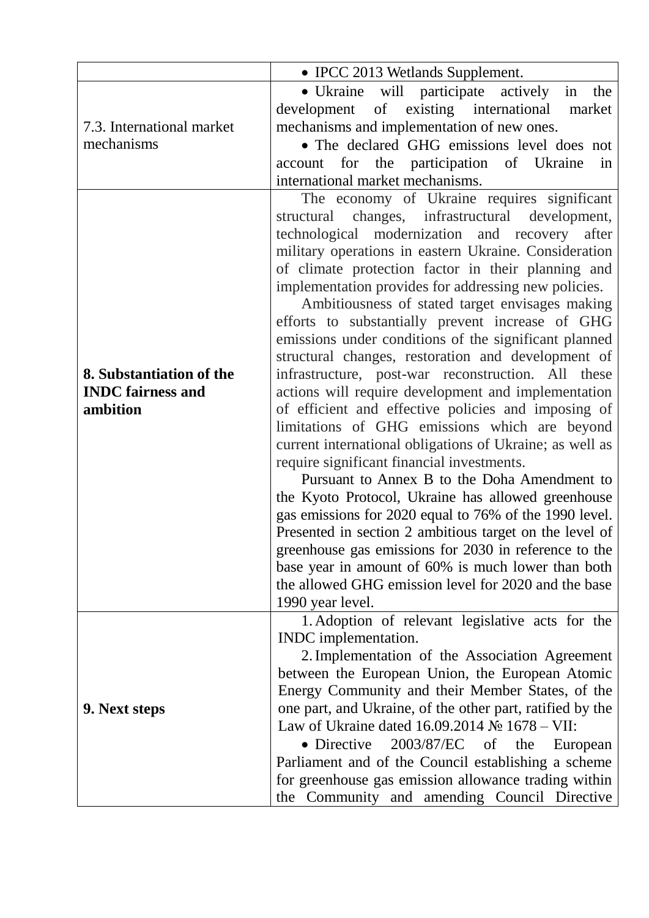| | |
|---|---|
| | • IPCC 2013 Wetlands Supplement. |
| 7.3. International market mechanisms | • Ukraine will participate actively in the development of existing international market mechanisms and implementation of new ones.<br>• The declared GHG emissions level does not account for the participation of Ukraine in international market mechanisms. |
| **8. Substantiation of the INDC fairness and ambition** | The economy of Ukraine requires significant structural changes, infrastructural development, technological modernization and recovery after military operations in eastern Ukraine. Consideration of climate protection factor in their planning and implementation provides for addressing new policies.<br>Ambitiousness of stated target envisages making efforts to substantially prevent increase of GHG emissions under conditions of the significant planned structural changes, restoration and development of infrastructure, post-war reconstruction. All these actions will require development and implementation of efficient and effective policies and imposing of limitations of GHG emissions which are beyond current international obligations of Ukraine; as well as require significant financial investments.<br>Pursuant to Annex B to the Doha Amendment to the Kyoto Protocol, Ukraine has allowed greenhouse gas emissions for 2020 equal to 76% of the 1990 level. Presented in section 2 ambitious target on the level of greenhouse gas emissions for 2030 in reference to the base year in amount of 60% is much lower than both the allowed GHG emission level for 2020 and the base 1990 year level. |
| **9. Next steps** | 1. Adoption of relevant legislative acts for the INDC implementation.<br>2. Implementation of the Association Agreement between the European Union, the European Atomic Energy Community and their Member States, of the one part, and Ukraine, of the other part, ratified by the Law of Ukraine dated 16.09.2014 № 1678 – VII:<br>• Directive 2003/87/EC of the European Parliament and of the Council establishing a scheme for greenhouse gas emission allowance trading within the Community and amending Council Directive |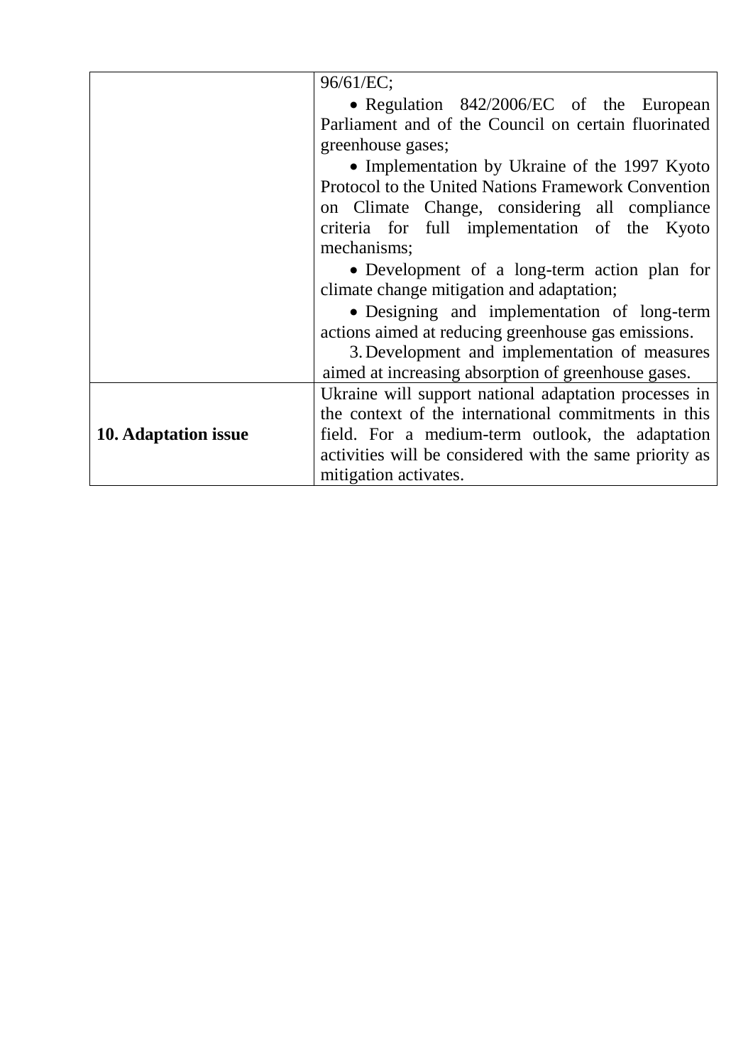| | |
|---|---|
| | 96/61/EC;<br>• Regulation 842/2006/EC of the European Parliament and of the Council on certain fluorinated greenhouse gases;<br>• Implementation by Ukraine of the 1997 Kyoto Protocol to the United Nations Framework Convention on Climate Change, considering all compliance criteria for full implementation of the Kyoto mechanisms;<br>• Development of a long-term action plan for climate change mitigation and adaptation;<br>• Designing and implementation of long-term actions aimed at reducing greenhouse gas emissions.<br>3. Development and implementation of measures aimed at increasing absorption of greenhouse gases. |
| **10. Adaptation issue** | Ukraine will support national adaptation processes in the context of the international commitments in this field. For a medium-term outlook, the adaptation activities will be considered with the same priority as mitigation activates. |